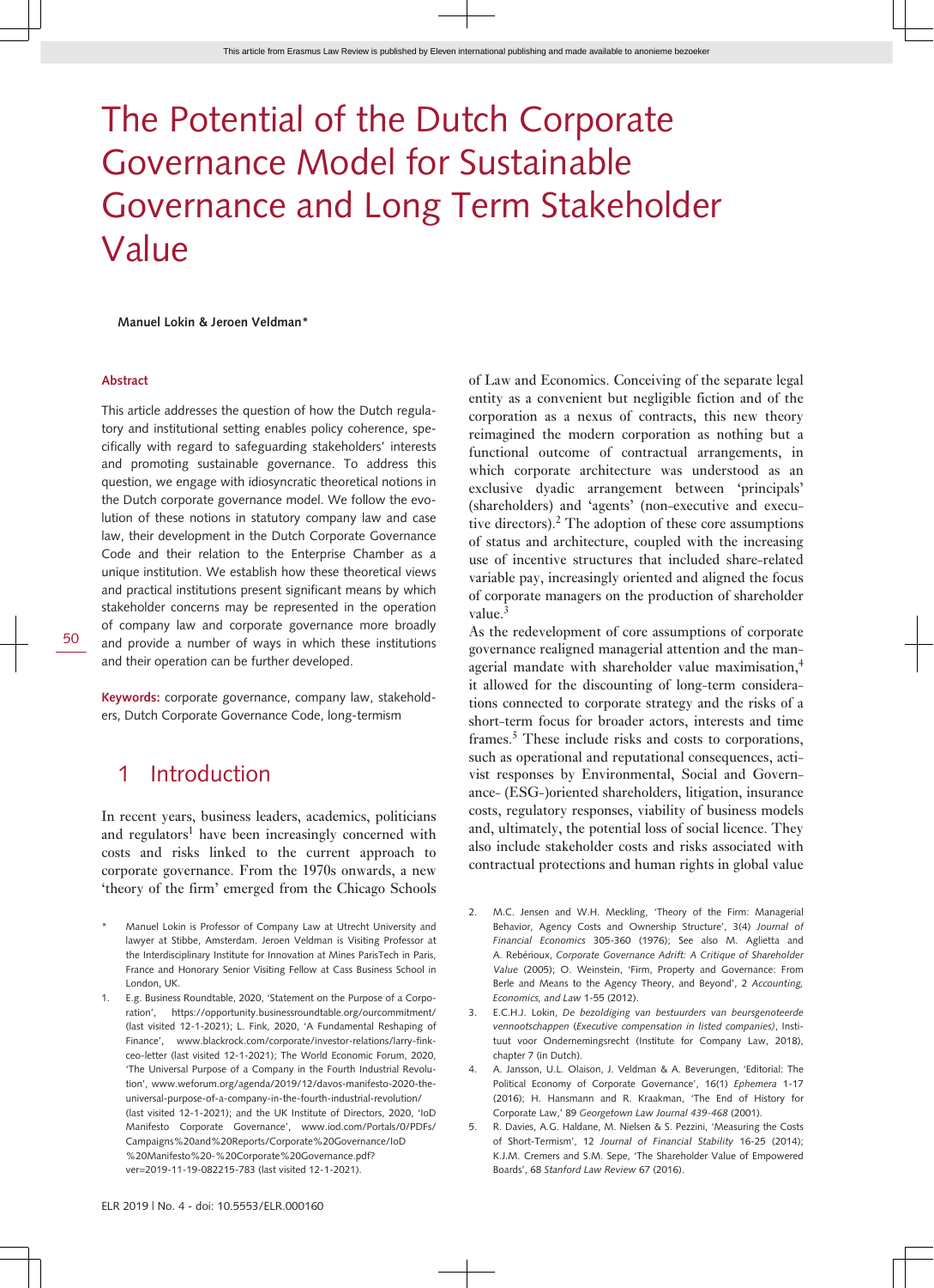# The Potential of the Dutch Corporate Governance Model for Sustainable Governance and Long Term Stakeholder Value

**Manuel Lokin & Jeroen Veldman***

### Abstract

This article addresses the question of how the Dutch regulatory and institutional setting enables policy coherence, specifically with regard to safeguarding stakeholders' interests and promoting sustainable governance. To address this question, we engage with idiosyncratic theoretical notions in the Dutch corporate governance model. We follow the evolution of these notions in statutory company law and case law, their development in the Dutch Corporate Governance Code and their relation to the Enterprise Chamber as a unique institution. We establish how these theoretical views and practical institutions present significant means by which stakeholder concerns may be represented in the operation of company law and corporate governance more broadly and provide a number of ways in which these institutions and their operation can be further developed.

**Keywords:** corporate governance, company law, stakeholders, Dutch Corporate Governance Code, long-termism

## 1 Introduction

In recent years, business leaders, academics, politicians and regulators[1] have been increasingly concerned with costs and risks linked to the current approach to corporate governance. From the 1970s onwards, a new 'theory of the firm' emerged from the Chicago Schools of Law and Economics. Conceiving of the separate legal entity as a convenient but negligible fiction and of the corporation as a nexus of contracts, this new theory reimagined the modern corporation as nothing but a functional outcome of contractual arrangements, in which corporate architecture was understood as an exclusive dyadic arrangement between 'principals' (shareholders) and 'agents' (non-executive and executive directors).[2] The adoption of these core assumptions of status and architecture, coupled with the increasing use of incentive structures that included share-related variable pay, increasingly oriented and aligned the focus of corporate managers on the production of shareholder value.[3]

As the redevelopment of core assumptions of corporate governance realigned managerial attention and the managerial mandate with shareholder value maximisation,[4] it allowed for the discounting of long-term considerations connected to corporate strategy and the risks of a short-term focus for broader actors, interests and time frames.[5] These include risks and costs to corporations, such as operational and reputational consequences, activist responses by Environmental, Social and Governance- (ESG-)oriented shareholders, litigation, insurance costs, regulatory responses, viability of business models and, ultimately, the potential loss of social licence. They also include stakeholder costs and risks associated with contractual protections and human rights in global value

---

\* Manuel Lokin is Professor of Company Law at Utrecht University and lawyer at Stibbe, Amsterdam. Jeroen Veldman is Visiting Professor at the Interdisciplinary Institute for Innovation at Mines ParisTech in Paris, France and Honorary Senior Visiting Fellow at Cass Business School in London, UK.

1. E.g. Business Roundtable, 2020, 'Statement on the Purpose of a Corporation', https://opportunity.businessroundtable.org/ourcommitment/ (last visited 12-1-2021); L. Fink, 2020, 'A Fundamental Reshaping of Finance', www.blackrock.com/corporate/investor-relations/larry-fink-ceo-letter (last visited 12-1-2021); The World Economic Forum, 2020, 'The Universal Purpose of a Company in the Fourth Industrial Revolution', www.weforum.org/agenda/2019/12/davos-manifesto-2020-the-universal-purpose-of-a-company-in-the-fourth-industrial-revolution/ (last visited 12-1-2021); and the UK Institute of Directors, 2020, 'IoD Manifesto Corporate Governance', www.iod.com/Portals/0/PDFs/Campaigns%20and%20Reports/Corporate%20Governance/IoD%20Manifesto%20-%20Corporate%20Governance.pdf?ver=2019-11-19-082215-783 (last visited 12-1-2021).
2. M.C. Jensen and W.H. Meckling, 'Theory of the Firm: Managerial Behavior, Agency Costs and Ownership Structure', 3(4) *Journal of Financial Economics* 305-360 (1976); See also M. Aglietta and A. Rebérioux, *Corporate Governance Adrift: A Critique of Shareholder Value* (2005); O. Weinstein, 'Firm, Property and Governance: From Berle and Means to the Agency Theory, and Beyond', 2 *Accounting, Economics, and Law* 1-55 (2012).
3. E.C.H.J. Lokin, *De bezoldiging van bestuurders van beursgenoteerde vennootschappen (Executive compensation in listed companies)*, Instituut voor Ondernemingsrecht (Institute for Company Law, 2018), chapter 7 (in Dutch).
4. A. Jansson, U.L. Olaison, J. Veldman & A. Beverungen, 'Editorial: The Political Economy of Corporate Governance', 16(1) *Ephemera* 1-17 (2016); H. Hansmann and R. Kraakman, 'The End of History for Corporate Law,' 89 *Georgetown Law Journal 439-468* (2001).
5. R. Davies, A.G. Haldane, M. Nielsen & S. Pezzini, 'Measuring the Costs of Short-Termism', 12 *Journal of Financial Stability* 16-25 (2014); K.J.M. Cremers and S.M. Sepe, 'The Shareholder Value of Empowered Boards', 68 *Stanford Law Review* 67 (2016).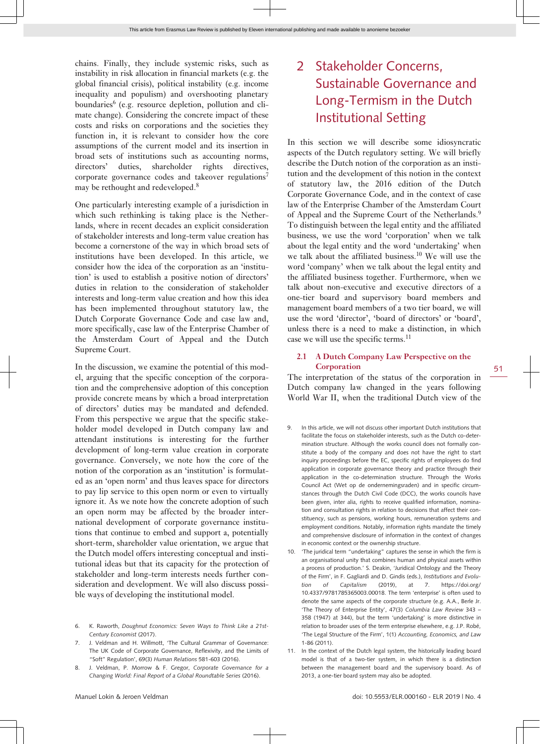chains. Finally, they include systemic risks, such as instability in risk allocation in financial markets (e.g. the global financial crisis), political instability (e.g. income inequality and populism) and overshooting planetary boundaries[6] (e.g. resource depletion, pollution and climate change). Considering the concrete impact of these costs and risks on corporations and the societies they function in, it is relevant to consider how the core assumptions of the current model and its insertion in broad sets of institutions such as accounting norms, directors' duties, shareholder rights directives, corporate governance codes and takeover regulations[7] may be rethought and redeveloped.[8]

One particularly interesting example of a jurisdiction in which such rethinking is taking place is the Netherlands, where in recent decades an explicit consideration of stakeholder interests and long-term value creation has become a cornerstone of the way in which broad sets of institutions have been developed. In this article, we consider how the idea of the corporation as an 'institution' is used to establish a positive notion of directors' duties in relation to the consideration of stakeholder interests and long-term value creation and how this idea has been implemented throughout statutory law, the Dutch Corporate Governance Code and case law and, more specifically, case law of the Enterprise Chamber of the Amsterdam Court of Appeal and the Dutch Supreme Court.

In the discussion, we examine the potential of this model, arguing that the specific conception of the corporation and the comprehensive adoption of this conception provide concrete means by which a broad interpretation of directors' duties may be mandated and defended. From this perspective we argue that the specific stakeholder model developed in Dutch company law and attendant institutions is interesting for the further development of long-term value creation in corporate governance. Conversely, we note how the core of the notion of the corporation as an 'institution' is formulated as an 'open norm' and thus leaves space for directors to pay lip service to this open norm or even to virtually ignore it. As we note how the concrete adoption of such an open norm may be affected by the broader international development of corporate governance institutions that continue to embed and support a, potentially short-term, shareholder value orientation, we argue that the Dutch model offers interesting conceptual and institutional ideas but that its capacity for the protection of stakeholder and long-term interests needs further consideration and development. We will also discuss possible ways of developing the institutional model.

# 2 Stakeholder Concerns, Sustainable Governance and Long-Termism in the Dutch Institutional Setting

In this section we will describe some idiosyncratic aspects of the Dutch regulatory setting. We will briefly describe the Dutch notion of the corporation as an institution and the development of this notion in the context of statutory law, the 2016 edition of the Dutch Corporate Governance Code, and in the context of case law of the Enterprise Chamber of the Amsterdam Court of Appeal and the Supreme Court of the Netherlands.[9] To distinguish between the legal entity and the affiliated business, we use the word 'corporation' when we talk about the legal entity and the word 'undertaking' when we talk about the affiliated business.[10] We will use the word 'company' when we talk about the legal entity and the affiliated business together. Furthermore, when we talk about non-executive and executive directors of a one-tier board and supervisory board members and management board members of a two tier board, we will use the word 'director', 'board of directors' or 'board', unless there is a need to make a distinction, in which case we will use the specific terms.[11]

## 2.1 A Dutch Company Law Perspective on the Corporation

The interpretation of the status of the corporation in Dutch company law changed in the years following World War II, when the traditional Dutch view of the

---

6. K. Raworth, *Doughnut Economics: Seven Ways to Think Like a 21st-Century Economist* (2017).
7. J. Veldman and H. Willmott, 'The Cultural Grammar of Governance: The UK Code of Corporate Governance, Reflexivity, and the Limits of "Soft" Regulation', 69(3) *Human Relations* 581-603 (2016).
8. J. Veldman, P. Morrow & F. Gregor, *Corporate Governance for a Changing World: Final Report of a Global Roundtable Series* (2016).
9. In this article, we will not discuss other important Dutch institutions that facilitate the focus on stakeholder interests, such as the Dutch co-determination structure. Although the works council does not formally constitute a body of the company and does not have the right to start inquiry proceedings before the EC, specific rights of employees do find application in corporate governance theory and practice through their application in the co-determination structure. Through the Works Council Act (Wet op de ondernemingsraden) and in specific circumstances through the Dutch Civil Code (DCC), the works councils have been given, inter alia, rights to receive qualified information, nomination and consultation rights in relation to decisions that affect their constituency, such as pensions, working hours, remuneration systems and employment conditions. Notably, information rights mandate the timely and comprehensive disclosure of information in the context of changes in economic context or the ownership structure.
10. 'The juridical term "undertaking" captures the sense in which the firm is an organisational unity that combines human and physical assets within a process of production.' S. Deakin, 'Juridical Ontology and the Theory of the Firm', in F. Gagliardi and D. Gindis (eds.), *Institutions and Evolution of Capitalism* (2019), at 7. https://doi.org/10.4337/9781785365003.00018. The term 'enterprise' is often used to denote the same aspects of the corporate structure (e.g. A.A., Berle Jr. 'The Theory of Enterprise Entity', 47(3) *Columbia Law Review* 343 – 358 (1947) at 344), but the term 'undertaking' is more distinctive in relation to broader uses of the term enterprise elsewhere, e.g. J.P. Robé, 'The Legal Structure of the Firm', 1(1) *Accounting, Economics, and Law* 1-86 (2011).
11. In the context of the Dutch legal system, the historically leading board model is that of a two-tier system, in which there is a distinction between the management board and the supervisory board. As of 2013, a one-tier board system may also be adopted.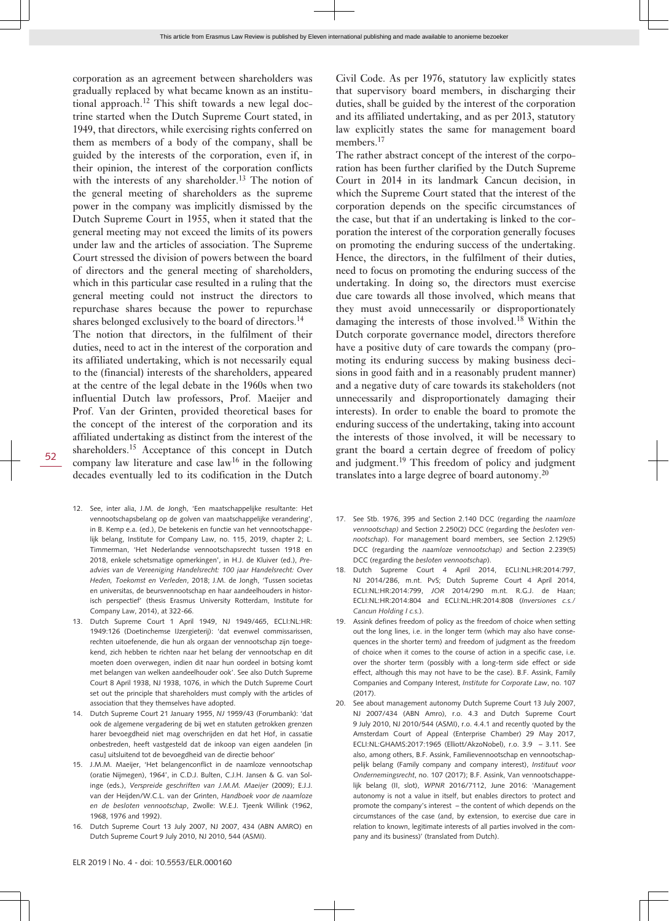corporation as an agreement between shareholders was gradually replaced by what became known as an institutional approach.[12] This shift towards a new legal doctrine started when the Dutch Supreme Court stated, in 1949, that directors, while exercising rights conferred on them as members of a body of the company, shall be guided by the interests of the corporation, even if, in their opinion, the interest of the corporation conflicts with the interests of any shareholder.[13] The notion of the general meeting of shareholders as the supreme power in the company was implicitly dismissed by the Dutch Supreme Court in 1955, when it stated that the general meeting may not exceed the limits of its powers under law and the articles of association. The Supreme Court stressed the division of powers between the board of directors and the general meeting of shareholders, which in this particular case resulted in a ruling that the general meeting could not instruct the directors to repurchase shares because the power to repurchase shares belonged exclusively to the board of directors.[14]

The notion that directors, in the fulfilment of their duties, need to act in the interest of the corporation and its affiliated undertaking, which is not necessarily equal to the (financial) interests of the shareholders, appeared at the centre of the legal debate in the 1960s when two influential Dutch law professors, Prof. Maeijer and Prof. Van der Grinten, provided theoretical bases for the concept of the interest of the corporation and its affiliated undertaking as distinct from the interest of the shareholders.[15] Acceptance of this concept in Dutch company law literature and case law[16] in the following decades eventually led to its codification in the Dutch Civil Code. As per 1976, statutory law explicitly states that supervisory board members, in discharging their duties, shall be guided by the interest of the corporation and its affiliated undertaking, and as per 2013, statutory law explicitly states the same for management board members.[17]

The rather abstract concept of the interest of the corporation has been further clarified by the Dutch Supreme Court in 2014 in its landmark Cancun decision, in which the Supreme Court stated that the interest of the corporation depends on the specific circumstances of the case, but that if an undertaking is linked to the corporation the interest of the corporation generally focuses on promoting the enduring success of the undertaking. Hence, the directors, in the fulfilment of their duties, need to focus on promoting the enduring success of the undertaking. In doing so, the directors must exercise due care towards all those involved, which means that they must avoid unnecessarily or disproportionately damaging the interests of those involved.[18] Within the Dutch corporate governance model, directors therefore have a positive duty of care towards the company (promoting its enduring success by making business decisions in good faith and in a reasonably prudent manner) and a negative duty of care towards its stakeholders (not unnecessarily and disproportionately damaging their interests). In order to enable the board to promote the enduring success of the undertaking, taking into account the interests of those involved, it will be necessary to grant the board a certain degree of freedom of policy and judgment.[19] This freedom of policy and judgment translates into a large degree of board autonomy.[20]

---

12. See, inter alia, J.M. de Jongh, 'Een maatschappelijke resultante: Het vennootschapsbelang op de golven van maatschappelijke verandering', in B. Kemp e.a. (ed.), De betekenis en functie van het vennootschappelijk belang, Institute for Company Law, no. 115, 2019, chapter 2; L. Timmerman, 'Het Nederlandse vennootschapsrecht tussen 1918 en 2018, enkele schetsmatige opmerkingen', in H.J. de Kluiver (ed.), *Preadvies van de Vereeniging Handelsrecht: 100 jaar Handelsrecht: Over Heden, Toekomst en Verleden*, 2018; J.M. de Jongh, 'Tussen societas en universitas, de beursvennootschap en haar aandeelhouders in historisch perspectief' (thesis Erasmus University Rotterdam, Institute for Company Law, 2014), at 322-66.
13. Dutch Supreme Court 1 April 1949, NJ 1949/465, ECLI:NL:HR:1949:126 (Doetinchemse IJzergieterij): 'dat evenwel commissarissen, rechten uitoefenende, die hun als orgaan der vennootschap zijn toegekend, zich hebben te richten naar het belang der vennootschap en dit moeten doen overwegen, indien dit naar hun oordeel in botsing komt met belangen van welken aandeelhouder ook'. See also Dutch Supreme Court 8 April 1938, NJ 1938, 1076, in which the Dutch Supreme Court set out the principle that shareholders must comply with the articles of association that they themselves have adopted.
14. Dutch Supreme Court 21 January 1955, *NJ* 1959/43 (Forumbank): 'dat ook de algemene vergadering de bij wet en statuten getrokken grenzen harer bevoegdheid niet mag overschrijden en dat het Hof, in cassatie onbestreden, heeft vastgesteld dat de inkoop van eigen aandelen [in casu] uitsluitend tot de bevoegdheid van de directie behoor'
15. J.M.M. Maeijer, 'Het belangenconflict in de naamloze vennootschap (oratie Nijmegen), 1964', in C.D.J. Bulten, C.J.H. Jansen & G. van Solinge (eds.), *Verspreide geschriften van J.M.M. Maeijer* (2009); E.J.J. van der Heijden/W.C.L. van der Grinten, *Handboek voor de naamloze en de besloten vennootschap*, Zwolle: W.E.J. Tjeenk Willink (1962, 1968, 1976 and 1992).
16. Dutch Supreme Court 13 July 2007, NJ 2007, 434 (ABN AMRO) en Dutch Supreme Court 9 July 2010, NJ 2010, 544 (ASMI).
17. See Stb. 1976, 395 and Section 2.140 DCC (regarding the *naamloze vennootschap)* and Section 2.250(2) DCC (regarding the *besloten vennootschap*). For management board members, see Section 2.129(5) DCC (regarding the *naamloze vennootschap)* and Section 2.239(5) DCC (regarding the *besloten vennootschap*).
18. Dutch Supreme Court 4 April 2014, ECLI:NL:HR:2014:797, NJ 2014/286, m.nt. PvS; Dutch Supreme Court 4 April 2014, ECLI:NL:HR:2014:799, *JOR* 2014/290 m.nt. R.G.J. de Haan; ECLI:NL:HR:2014:804 and ECLI:NL:HR:2014:808 (*Inversiones c.s./Cancun Holding I c.s.*).
19. Assink defines freedom of policy as the freedom of choice when setting out the long lines, i.e. in the longer term (which may also have consequences in the shorter term) and freedom of judgment as the freedom of choice when it comes to the course of action in a specific case, i.e. over the shorter term (possibly with a long-term side effect or side effect, although this may not have to be the case). B.F. Assink, Family Companies and Company Interest, *Institute for Corporate Law*, no. 107 (2017).
20. See about management autonomy Dutch Supreme Court 13 July 2007, NJ 2007/434 (ABN Amro), r.o. 4.3 and Dutch Supreme Court 9 July 2010, NJ 2010/544 (ASMI), r.o. 4.4.1 and recently quoted by the Amsterdam Court of Appeal (Enterprise Chamber) 29 May 2017, ECLI:NL:GHAMS:2017:1965 (Elliott/AkzoNobel), r.o. 3.9 – 3.11. See also, among others, B.F. Assink, Familievennootschap en vennootschappelijk belang (Family company and company interest), *Instituut voor Ondernemingsrecht*, no. 107 (2017); B.F. Assink, Van vennootschappelijk belang (II, slot), *WPNR* 2016/7112, June 2016: 'Management autonomy is not a value in itself, but enables directors to protect and promote the company's interest – the content of which depends on the circumstances of the case (and, by extension, to exercise due care in relation to known, legitimate interests of all parties involved in the company and its business)' (translated from Dutch).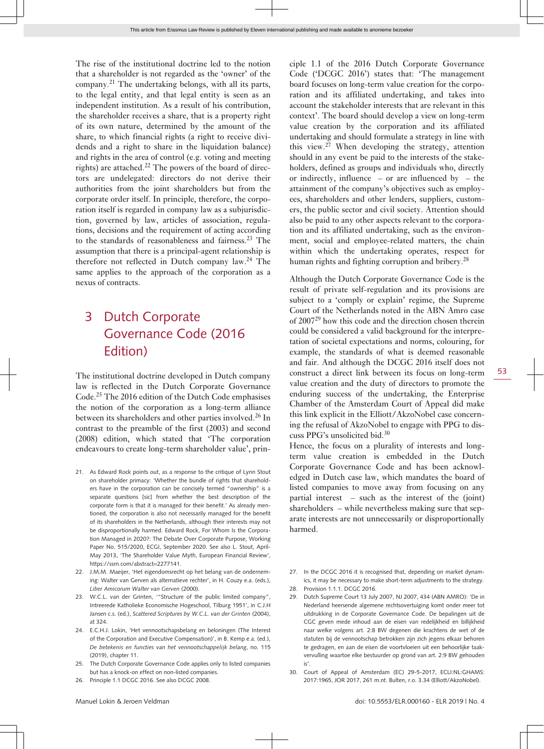The rise of the institutional doctrine led to the notion that a shareholder is not regarded as the 'owner' of the company.[21] The undertaking belongs, with all its parts, to the legal entity, and that legal entity is seen as an independent institution. As a result of his contribution, the shareholder receives a share, that is a property right of its own nature, determined by the amount of the share, to which financial rights (a right to receive dividends and a right to share in the liquidation balance) and rights in the area of control (e.g. voting and meeting rights) are attached.[22] The powers of the board of directors are undelegated: directors do not derive their authorities from the joint shareholders but from the corporate order itself. In principle, therefore, the corporation itself is regarded in company law as a subjurisdiction, governed by law, articles of association, regulations, decisions and the requirement of acting according to the standards of reasonableness and fairness.[23] The assumption that there is a principal-agent relationship is therefore not reflected in Dutch company law.[24] The same applies to the approach of the corporation as a nexus of contracts.

## 3 Dutch Corporate Governance Code (2016 Edition)

The institutional doctrine developed in Dutch company law is reflected in the Dutch Corporate Governance Code.[25] The 2016 edition of the Dutch Code emphasises the notion of the corporation as a long-term alliance between its shareholders and other parties involved.[26] In contrast to the preamble of the first (2003) and second (2008) edition, which stated that 'The corporation endeavours to create long-term shareholder value', principle 1.1 of the 2016 Dutch Corporate Governance Code ('DCGC 2016') states that: 'The management board focuses on long-term value creation for the corporation and its affiliated undertaking, and takes into account the stakeholder interests that are relevant in this context'. The board should develop a view on long-term value creation by the corporation and its affiliated undertaking and should formulate a strategy in line with this view.[27] When developing the strategy, attention should in any event be paid to the interests of the stakeholders, defined as groups and individuals who, directly or indirectly, influence – or are influenced by – the attainment of the company's objectives such as employees, shareholders and other lenders, suppliers, customers, the public sector and civil society. Attention should also be paid to any other aspects relevant to the corporation and its affiliated undertaking, such as the environment, social and employee-related matters, the chain within which the undertaking operates, respect for human rights and fighting corruption and bribery.[28]

Although the Dutch Corporate Governance Code is the result of private self-regulation and its provisions are subject to a 'comply or explain' regime, the Supreme Court of the Netherlands noted in the ABN Amro case of 2007[29] how this code and the direction chosen therein could be considered a valid background for the interpretation of societal expectations and norms, colouring, for example, the standards of what is deemed reasonable and fair. And although the DCGC 2016 itself does not construct a direct link between its focus on long-term value creation and the duty of directors to promote the enduring success of the undertaking, the Enterprise Chamber of the Amsterdam Court of Appeal did make this link explicit in the Elliott/AkzoNobel case concerning the refusal of AkzoNobel to engage with PPG to discuss PPG's unsolicited bid.[30]

Hence, the focus on a plurality of interests and long-term value creation is embedded in the Dutch Corporate Governance Code and has been acknowledged in Dutch case law, which mandates the board of listed companies to move away from focusing on any partial interest – such as the interest of the (joint) shareholders – while nevertheless making sure that separate interests are not unnecessarily or disproportionally harmed.

21. As Edward Rock points out, as a response to the critique of Lynn Stout on shareholder primacy: 'Whether the bundle of rights that shareholders have in the corporation can be concisely termed "ownership" is a separate questions [sic] from whether the best description of the corporate form is that it is managed for their benefit.' As already mentioned, the corporation is also not necessarily managed for the benefit of its shareholders in the Netherlands, although their interests may not be disproportionally harmed. Edward Rock, For Whom Is the Corporation Managed in 2020?: The Debate Over Corporate Purpose, Working Paper No. 515/2020, ECGI, September 2020. See also L. Stout, April-May 2013, 'The Shareholder Value Myth, European Financial Review', https://ssrn.com/abstract=2277141.
22. J.M.M. Maeijer, 'Het eigendomsrecht op het belang van de onderneming: Walter van Gerven als alternatieve rechter', in H. Couzy e.a. (eds.), *Liber Amicorum Walter van Gerven* (2000).
23. W.C.L. van der Grinten, '"Structure of the public limited company", Intreerede Katholieke Economische Hogeschool, Tilburg 1951', in C.J.H Jansen c.s. (ed.), *Scattered Scriptures by W.C.L. van der Grinten* (2004), at 324.
24. E.C.H.J. Lokin, 'Het vennootschapsbelang en beloningen (The Interest of the Corporation and Executive Compensation)', in B. Kemp e.a. (ed.), *De betekenis en functies van het vennootschappelijk belang*, no. 115 (2019), chapter 11.
25. The Dutch Corporate Governance Code applies only to listed companies but has a knock-on effect on non-listed companies.
26. Principle 1.1 DCGC 2016. See also DCGC 2008.
27. In the DCGC 2016 it is recognised that, depending on market dynamics, it may be necessary to make short-term adjustments to the strategy.
28. Provision 1.1.1. DCGC 2016.
29. Dutch Supreme Court 13 July 2007, NJ 2007, 434 (ABN AMRO): 'De in Nederland heersende algemene rechtsovertuiging komt onder meer tot uitdrukking in de Corporate Governance Code. De bepalingen uit de CGC geven mede inhoud aan de eisen van redelijkheid en billijkheid naar welke volgens art. 2:8 BW degenen die krachtens de wet of de statuten bij de vennootschap betrokken zijn zich jegens elkaar behoren te gedragen, en aan de eisen die voortvloeien uit een behoorlijke taakvervulling waartoe elke bestuurder op grond van art. 2:9 BW gehouden is'.
30. Court of Appeal of Amsterdam (EC) 29-5-2017, ECLI:NL:GHAMS:2017:1965, JOR 2017, 261 m.nt. Bulten, r.o. 3.34 (Elliott/AkzoNobel).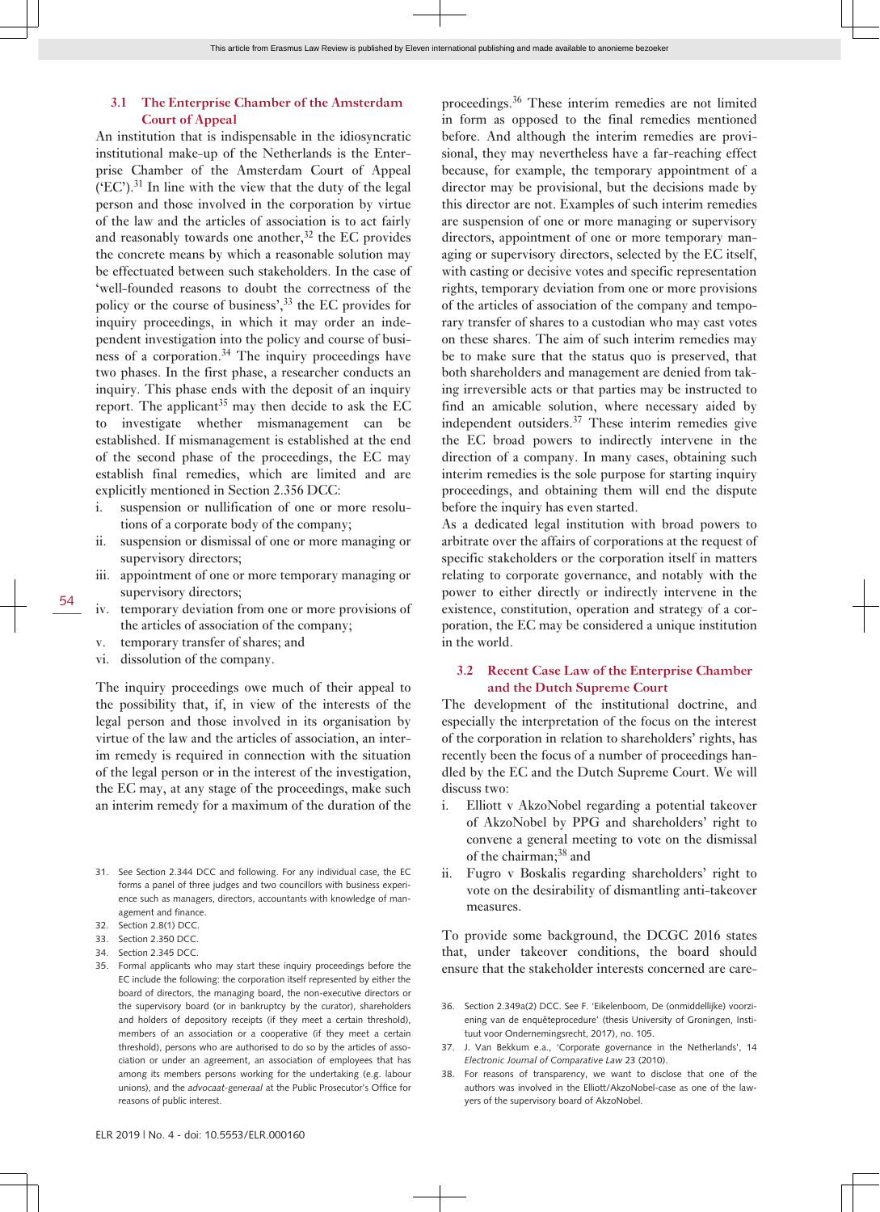### 3.1 The Enterprise Chamber of the Amsterdam Court of Appeal

An institution that is indispensable in the idiosyncratic institutional make-up of the Netherlands is the Enterprise Chamber of the Amsterdam Court of Appeal ('EC').[31] In line with the view that the duty of the legal person and those involved in the corporation by virtue of the law and the articles of association is to act fairly and reasonably towards one another,[32] the EC provides the concrete means by which a reasonable solution may be effectuated between such stakeholders. In the case of 'well-founded reasons to doubt the correctness of the policy or the course of business',[33] the EC provides for inquiry proceedings, in which it may order an independent investigation into the policy and course of business of a corporation.[34] The inquiry proceedings have two phases. In the first phase, a researcher conducts an inquiry. This phase ends with the deposit of an inquiry report. The applicant[35] may then decide to ask the EC to investigate whether mismanagement can be established. If mismanagement is established at the end of the second phase of the proceedings, the EC may establish final remedies, which are limited and are explicitly mentioned in Section 2.356 DCC:

i. suspension or nullification of one or more resolutions of a corporate body of the company;
ii. suspension or dismissal of one or more managing or supervisory directors;
iii. appointment of one or more temporary managing or supervisory directors;
iv. temporary deviation from one or more provisions of the articles of association of the company;
v. temporary transfer of shares; and
vi. dissolution of the company.

The inquiry proceedings owe much of their appeal to the possibility that, if, in view of the interests of the legal person and those involved in its organisation by virtue of the law and the articles of association, an interim remedy is required in connection with the situation of the legal person or in the interest of the investigation, the EC may, at any stage of the proceedings, make such an interim remedy for a maximum of the duration of the proceedings.[36] These interim remedies are not limited in form as opposed to the final remedies mentioned before. And although the interim remedies are provisional, they may nevertheless have a far-reaching effect because, for example, the temporary appointment of a director may be provisional, but the decisions made by this director are not. Examples of such interim remedies are suspension of one or more managing or supervisory directors, appointment of one or more temporary managing or supervisory directors, selected by the EC itself, with casting or decisive votes and specific representation rights, temporary deviation from one or more provisions of the articles of association of the company and temporary transfer of shares to a custodian who may cast votes on these shares. The aim of such interim remedies may be to make sure that the status quo is preserved, that both shareholders and management are denied from taking irreversible acts or that parties may be instructed to find an amicable solution, where necessary aided by independent outsiders.[37] These interim remedies give the EC broad powers to indirectly intervene in the direction of a company. In many cases, obtaining such interim remedies is the sole purpose for starting inquiry proceedings, and obtaining them will end the dispute before the inquiry has even started.

As a dedicated legal institution with broad powers to arbitrate over the affairs of corporations at the request of specific stakeholders or the corporation itself in matters relating to corporate governance, and notably with the power to either directly or indirectly intervene in the existence, constitution, operation and strategy of a corporation, the EC may be considered a unique institution in the world.

### 3.2 Recent Case Law of the Enterprise Chamber and the Dutch Supreme Court

The development of the institutional doctrine, and especially the interpretation of the focus on the interest of the corporation in relation to shareholders' rights, has recently been the focus of a number of proceedings handled by the EC and the Dutch Supreme Court. We will discuss two:

i. Elliott v AkzoNobel regarding a potential takeover of AkzoNobel by PPG and shareholders' right to convene a general meeting to vote on the dismissal of the chairman;[38] and
ii. Fugro v Boskalis regarding shareholders' right to vote on the desirability of dismantling anti-takeover measures.

To provide some background, the DCGC 2016 states that, under takeover conditions, the board should ensure that the stakeholder interests concerned are care-

---

31. See Section 2.344 DCC and following. For any individual case, the EC forms a panel of three judges and two councillors with business experience such as managers, directors, accountants with knowledge of management and finance.
32. Section 2.8(1) DCC.
33. Section 2.350 DCC.
34. Section 2.345 DCC.
35. Formal applicants who may start these inquiry proceedings before the EC include the following: the corporation itself represented by either the board of directors, the managing board, the non-executive directors or the supervisory board (or in bankruptcy by the curator), shareholders and holders of depository receipts (if they meet a certain threshold), members of an association or a cooperative (if they meet a certain threshold), persons who are authorised to do so by the articles of association or under an agreement, an association of employees that has among its members persons working for the undertaking (e.g. labour unions), and the *advocaat-generaal* at the Public Prosecutor's Office for reasons of public interest.
36. Section 2.349a(2) DCC. See F. 'Eikelenboom, De (onmiddellijke) voorziening van de enquêteprocedure' (thesis University of Groningen, Instituut voor Ondernemingsrecht, 2017), no. 105.
37. J. Van Bekkum e.a., 'Corporate governance in the Netherlands', 14 *Electronic Journal of Comparative Law* 23 (2010).
38. For reasons of transparency, we want to disclose that one of the authors was involved in the Elliott/AkzoNobel-case as one of the lawyers of the supervisory board of AkzoNobel.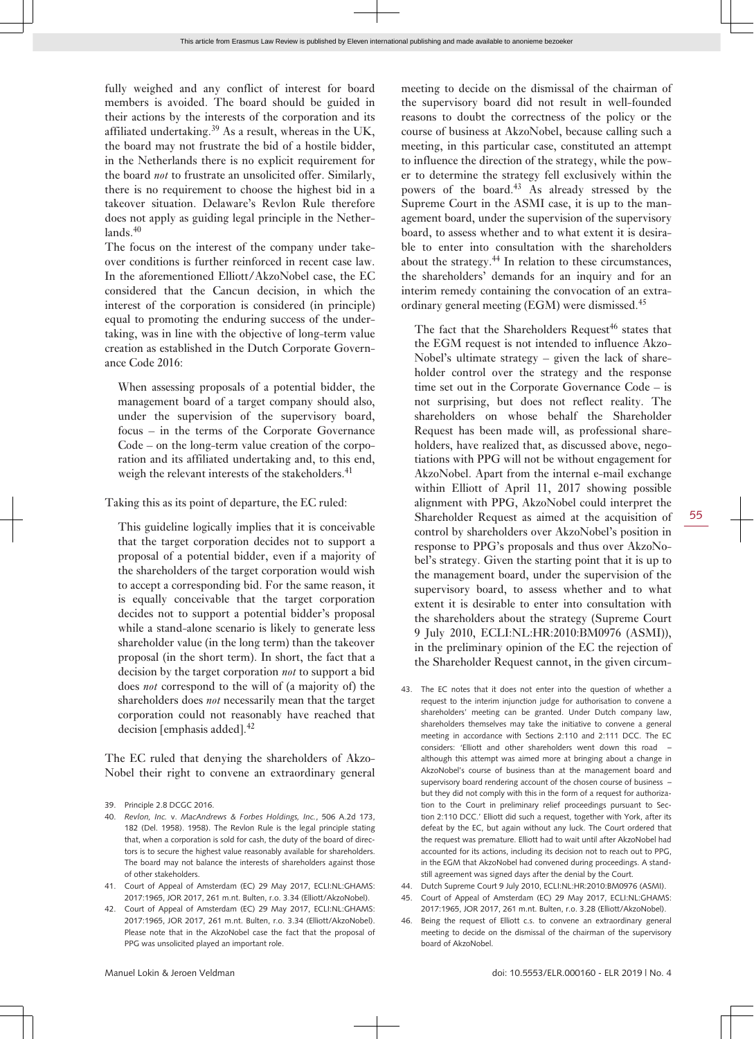fully weighed and any conflict of interest for board members is avoided. The board should be guided in their actions by the interests of the corporation and its affiliated undertaking.[39] As a result, whereas in the UK, the board may not frustrate the bid of a hostile bidder, in the Netherlands there is no explicit requirement for the board *not* to frustrate an unsolicited offer. Similarly, there is no requirement to choose the highest bid in a takeover situation. Delaware's Revlon Rule therefore does not apply as guiding legal principle in the Netherlands.[40]

The focus on the interest of the company under takeover conditions is further reinforced in recent case law. In the aforementioned Elliott/AkzoNobel case, the EC considered that the Cancun decision, in which the interest of the corporation is considered (in principle) equal to promoting the enduring success of the undertaking, was in line with the objective of long-term value creation as established in the Dutch Corporate Governance Code 2016:

> When assessing proposals of a potential bidder, the management board of a target company should also, under the supervision of the supervisory board, focus – in the terms of the Corporate Governance Code – on the long-term value creation of the corporation and its affiliated undertaking and, to this end, weigh the relevant interests of the stakeholders.[41]

Taking this as its point of departure, the EC ruled:

> This guideline logically implies that it is conceivable that the target corporation decides not to support a proposal of a potential bidder, even if a majority of the shareholders of the target corporation would wish to accept a corresponding bid. For the same reason, it is equally conceivable that the target corporation decides not to support a potential bidder's proposal while a stand-alone scenario is likely to generate less shareholder value (in the long term) than the takeover proposal (in the short term). In short, the fact that a decision by the target corporation *not* to support a bid does *not* correspond to the will of (a majority of) the shareholders does *not* necessarily mean that the target corporation could not reasonably have reached that decision [emphasis added].[42]

The EC ruled that denying the shareholders of AkzoNobel their right to convene an extraordinary general meeting to decide on the dismissal of the chairman of the supervisory board did not result in well-founded reasons to doubt the correctness of the policy or the course of business at AkzoNobel, because calling such a meeting, in this particular case, constituted an attempt to influence the direction of the strategy, while the power to determine the strategy fell exclusively within the powers of the board.[43] As already stressed by the Supreme Court in the ASMI case, it is up to the management board, under the supervision of the supervisory board, to assess whether and to what extent it is desirable to enter into consultation with the shareholders about the strategy.[44] In relation to these circumstances, the shareholders' demands for an inquiry and for an interim remedy containing the convocation of an extraordinary general meeting (EGM) were dismissed.[45]

> The fact that the Shareholders Request[46] states that the EGM request is not intended to influence AkzoNobel's ultimate strategy – given the lack of shareholder control over the strategy and the response time set out in the Corporate Governance Code – is not surprising, but does not reflect reality. The shareholders on whose behalf the Shareholder Request has been made will, as professional shareholders, have realized that, as discussed above, negotiations with PPG will not be without engagement for AkzoNobel. Apart from the internal e-mail exchange within Elliott of April 11, 2017 showing possible alignment with PPG, AkzoNobel could interpret the Shareholder Request as aimed at the acquisition of control by shareholders over AkzoNobel's position in response to PPG's proposals and thus over AkzoNobel's strategy. Given the starting point that it is up to the management board, under the supervision of the supervisory board, to assess whether and to what extent it is desirable to enter into consultation with the shareholders about the strategy (Supreme Court 9 July 2010, ECLI:NL:HR:2010:BM0976 (ASMI)), in the preliminary opinion of the EC the rejection of the Shareholder Request cannot, in the given circum-

---

39. Principle 2.8 DCGC 2016.
40. *Revlon, Inc.* v. *MacAndrews & Forbes Holdings, Inc.*, 506 A.2d 173, 182 (Del. 1958). 1958). The Revlon Rule is the legal principle stating that, when a corporation is sold for cash, the duty of the board of directors is to secure the highest value reasonably available for shareholders. The board may not balance the interests of shareholders against those of other stakeholders.
41. Court of Appeal of Amsterdam (EC) 29 May 2017, ECLI:NL:GHAMS:2017:1965, JOR 2017, 261 m.nt. Bulten, r.o. 3.34 (Elliott/AkzoNobel).
42. Court of Appeal of Amsterdam (EC) 29 May 2017, ECLI:NL:GHAMS:2017:1965, JOR 2017, 261 m.nt. Bulten, r.o. 3.34 (Elliott/AkzoNobel). Please note that in the AkzoNobel case the fact that the proposal of PPG was unsolicited played an important role.
43. The EC notes that it does not enter into the question of whether a request to the interim injunction judge for authorisation to convene a shareholders' meeting can be granted. Under Dutch company law, shareholders themselves may take the initiative to convene a general meeting in accordance with Sections 2:110 and 2:111 DCC. The EC considers: 'Elliott and other shareholders went down this road – although this attempt was aimed more at bringing about a change in AkzoNobel's course of business than at the management board and supervisory board rendering account of the chosen course of business – but they did not comply with this in the form of a request for authorization to the Court in preliminary relief proceedings pursuant to Section 2:110 DCC.' Elliott did such a request, together with York, after its defeat by the EC, but again without any luck. The Court ordered that the request was premature. Elliott had to wait until after AkzoNobel had accounted for its actions, including its decision not to reach out to PPG, in the EGM that AkzoNobel had convened during proceedings. A standstill agreement was signed days after the denial by the Court.
44. Dutch Supreme Court 9 July 2010, ECLI:NL:HR:2010:BM0976 (ASMI).
45. Court of Appeal of Amsterdam (EC) 29 May 2017, ECLI:NL:GHAMS:2017:1965, JOR 2017, 261 m.nt. Bulten, r.o. 3.28 (Elliott/AkzoNobel).
46. Being the request of Elliott c.s. to convene an extraordinary general meeting to decide on the dismissal of the chairman of the supervisory board of AkzoNobel.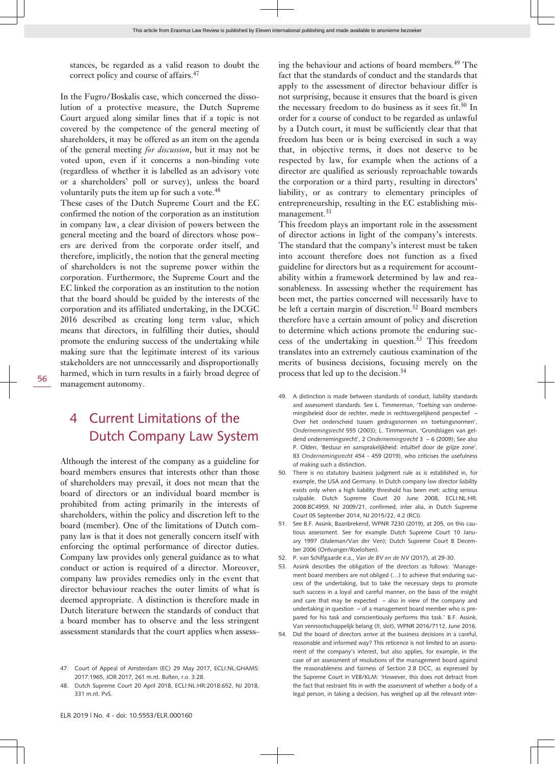stances, be regarded as a valid reason to doubt the correct policy and course of affairs.[47]

In the Fugro/Boskalis case, which concerned the dissolution of a protective measure, the Dutch Supreme Court argued along similar lines that if a topic is not covered by the competence of the general meeting of shareholders, it may be offered as an item on the agenda of the general meeting *for discussion*, but it may not be voted upon, even if it concerns a non-binding vote (regardless of whether it is labelled as an advisory vote or a shareholders' poll or survey), unless the board voluntarily puts the item up for such a vote.[48]

These cases of the Dutch Supreme Court and the EC confirmed the notion of the corporation as an institution in company law, a clear division of powers between the general meeting and the board of directors whose powers are derived from the corporate order itself, and therefore, implicitly, the notion that the general meeting of shareholders is not the supreme power within the corporation. Furthermore, the Supreme Court and the EC linked the corporation as an institution to the notion that the board should be guided by the interests of the corporation and its affiliated undertaking, in the DCGC 2016 described as creating long term value, which means that directors, in fulfilling their duties, should promote the enduring success of the undertaking while making sure that the legitimate interest of its various stakeholders are not unnecessarily and disproportionally harmed, which in turn results in a fairly broad degree of management autonomy.

## 4 Current Limitations of the Dutch Company Law System

Although the interest of the company as a guideline for board members ensures that interests other than those of shareholders may prevail, it does not mean that the board of directors or an individual board member is prohibited from acting primarily in the interests of shareholders, within the policy and discretion left to the board (member). One of the limitations of Dutch company law is that it does not generally concern itself with enforcing the optimal performance of director duties. Company law provides only general guidance as to what conduct or action is required of a director. Moreover, company law provides remedies only in the event that director behaviour reaches the outer limits of what is deemed appropriate. A distinction is therefore made in Dutch literature between the standards of conduct that a board member has to observe and the less stringent assessment standards that the court applies when assessing the behaviour and actions of board members.[49] The fact that the standards of conduct and the standards that apply to the assessment of director behaviour differ is not surprising, because it ensures that the board is given the necessary freedom to do business as it sees fit.[50] In order for a course of conduct to be regarded as unlawful by a Dutch court, it must be sufficiently clear that that freedom has been or is being exercised in such a way that, in objective terms, it does not deserve to be respected by law, for example when the actions of a director are qualified as seriously reproachable towards the corporation or a third party, resulting in directors' liability, or as contrary to elementary principles of entrepreneurship, resulting in the EC establishing mismanagement.[51]

This freedom plays an important role in the assessment of director actions in light of the company's interests. The standard that the company's interest must be taken into account therefore does not function as a fixed guideline for directors but as a requirement for accountability within a framework determined by law and reasonableness. In assessing whether the requirement has been met, the parties concerned will necessarily have to be left a certain margin of discretion.[52] Board members therefore have a certain amount of policy and discretion to determine which actions promote the enduring success of the undertaking in question.[53] This freedom translates into an extremely cautious examination of the merits of business decisions, focusing merely on the process that led up to the decision.[54]

47. Court of Appeal of Amsterdam (EC) 29 May 2017, ECLI:NL:GHAMS:2017:1965, JOR 2017, 261 m.nt. Bulten, r.o. 3.28.
48. Dutch Supreme Court 20 April 2018, ECLI:NL:HR:2018:652, NJ 2018, 331 m.nt. PvS.
49. A distinction is made between standards of conduct, liability standards and assessment standards. See L. Timmerman, 'Toetsing van ondernemingsbeleid door de rechter, mede in rechtsvergelijkend perspectief – Over het onderscheid tussen gedragsnormen en toetsingsnormen', *Ondernemingsrecht* 555 (2003); L. Timmerman, 'Grondslagen van geldend ondernemingsrecht', 2 *Ondernemingsrecht* 3 – 6 (2009); See also P. Olden, 'Bestuur en aansprakelijkheid: intuïtief door de grijze zone', 83 *Ondernemingsrecht* 454 - 459 (2019), who criticises the usefulness of making such a distinction.
50. There is no statutory business judgment rule as is established in, for example, the USA and Germany. In Dutch company law director liability exists only when a high liability threshold has been met: acting serious culpable. Dutch Supreme Court 20 June 2008, ECLI:NL:HR:2008:BC4959, NJ 2009/21, confirmed, inter alia, in Dutch Supreme Court 05 September 2014, NJ 2015/22, 4.2 (RCI).
51. See B.F. Assink, Baanbrekend, WPNR 7230 (2019), at 205, on this cautious assessment. See for example Dutch Supreme Court 10 January 1997 (Staleman/Van der Ven); Dutch Supreme Court 8 December 2006 (Ontvanger/Roelofsen).
52. P. van Schilfgaarde e.a., *Van de BV en de NV* (2017), at 29-30.
53. Assink describes the obligation of the directors as follows: 'Management board members are not obliged (…) to achieve that enduring success of the undertaking, but to take the necessary steps to promote such success in a loyal and careful manner, on the basis of the insight and care that may be expected – also in view of the company and undertaking in question – of a management board member who is prepared for his task and conscientiously performs this task.' B.F. Assink, Van vennootschappelijk belang (II, slot), WPNR 2016/7112, June 2016.
54. Did the board of directors arrive at the business decisions in a careful, reasonable and informed way? This reticence is not limited to an assessment of the company's interest, but also applies, for example, in the case of an assessment of resolutions of the management board against the reasonableness and fairness of Section 2.8 DCC, as expressed by the Supreme Court in VEB/KLM: 'However, this does not detract from the fact that restraint fits in with the assessment of whether a body of a legal person, in taking a decision, has weighed up all the relevant inter-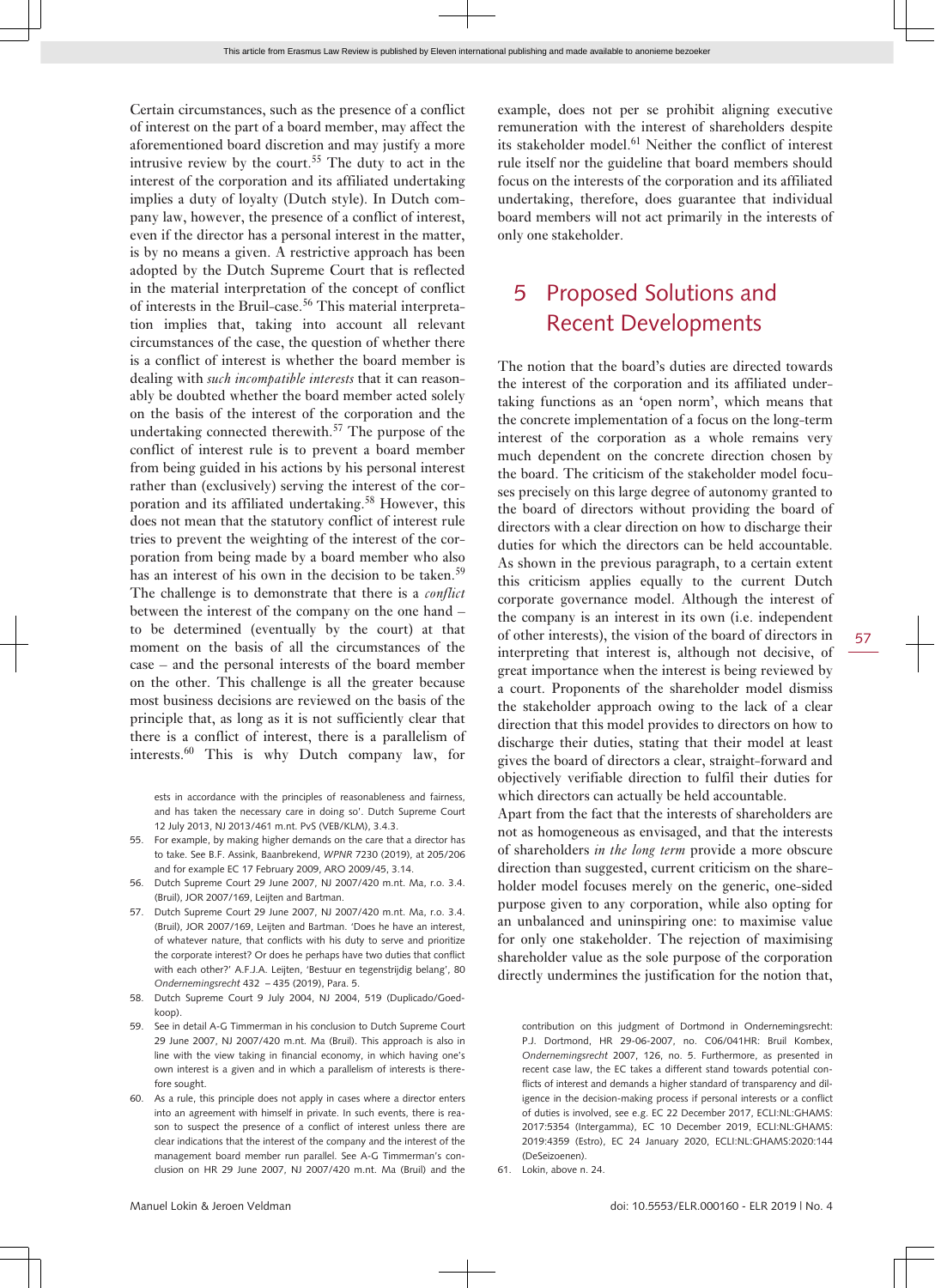Certain circumstances, such as the presence of a conflict of interest on the part of a board member, may affect the aforementioned board discretion and may justify a more intrusive review by the court.[55] The duty to act in the interest of the corporation and its affiliated undertaking implies a duty of loyalty (Dutch style). In Dutch company law, however, the presence of a conflict of interest, even if the director has a personal interest in the matter, is by no means a given. A restrictive approach has been adopted by the Dutch Supreme Court that is reflected in the material interpretation of the concept of conflict of interests in the Bruil-case.[56] This material interpretation implies that, taking into account all relevant circumstances of the case, the question of whether there is a conflict of interest is whether the board member is dealing with *such incompatible interests* that it can reasonably be doubted whether the board member acted solely on the basis of the interest of the corporation and the undertaking connected therewith.[57] The purpose of the conflict of interest rule is to prevent a board member from being guided in his actions by his personal interest rather than (exclusively) serving the interest of the corporation and its affiliated undertaking.[58] However, this does not mean that the statutory conflict of interest rule tries to prevent the weighting of the interest of the corporation from being made by a board member who also has an interest of his own in the decision to be taken.[59] The challenge is to demonstrate that there is a *conflict* between the interest of the company on the one hand – to be determined (eventually by the court) at that moment on the basis of all the circumstances of the case – and the personal interests of the board member on the other. This challenge is all the greater because most business decisions are reviewed on the basis of the principle that, as long as it is not sufficiently clear that there is a conflict of interest, there is a parallelism of interests.[60] This is why Dutch company law, for example, does not per se prohibit aligning executive remuneration with the interest of shareholders despite its stakeholder model.[61] Neither the conflict of interest rule itself nor the guideline that board members should focus on the interests of the corporation and its affiliated undertaking, therefore, does guarantee that individual board members will not act primarily in the interests of only one stakeholder.

## 5 Proposed Solutions and Recent Developments

The notion that the board's duties are directed towards the interest of the corporation and its affiliated undertaking functions as an 'open norm', which means that the concrete implementation of a focus on the long-term interest of the corporation as a whole remains very much dependent on the concrete direction chosen by the board. The criticism of the stakeholder model focuses precisely on this large degree of autonomy granted to the board of directors without providing the board of directors with a clear direction on how to discharge their duties for which the directors can be held accountable. As shown in the previous paragraph, to a certain extent this criticism applies equally to the current Dutch corporate governance model. Although the interest of the company is an interest in its own (i.e. independent of other interests), the vision of the board of directors in interpreting that interest is, although not decisive, of great importance when the interest is being reviewed by a court. Proponents of the shareholder model dismiss the stakeholder approach owing to the lack of a clear direction that this model provides to directors on how to discharge their duties, stating that their model at least gives the board of directors a clear, straight-forward and objectively verifiable direction to fulfil their duties for which directors can actually be held accountable.

Apart from the fact that the interests of shareholders are not as homogeneous as envisaged, and that the interests of shareholders *in the long term* provide a more obscure direction than suggested, current criticism on the shareholder model focuses merely on the generic, one-sided purpose given to any corporation, while also opting for an unbalanced and uninspiring one: to maximise value for only one stakeholder. The rejection of maximising shareholder value as the sole purpose of the corporation directly undermines the justification for the notion that,

---

ests in accordance with the principles of reasonableness and fairness, and has taken the necessary care in doing so'. Dutch Supreme Court 12 July 2013, NJ 2013/461 m.nt. PvS (VEB/KLM), 3.4.3.

55. For example, by making higher demands on the care that a director has to take. See B.F. Assink, Baanbrekend, *WPNR* 7230 (2019), at 205/206 and for example EC 17 February 2009, ARO 2009/45, 3.14.
56. Dutch Supreme Court 29 June 2007, NJ 2007/420 m.nt. Ma, r.o. 3.4. (Bruil), JOR 2007/169, Leijten and Bartman.
57. Dutch Supreme Court 29 June 2007, NJ 2007/420 m.nt. Ma, r.o. 3.4. (Bruil), JOR 2007/169, Leijten and Bartman. 'Does he have an interest, of whatever nature, that conflicts with his duty to serve and prioritize the corporate interest? Or does he perhaps have two duties that conflict with each other?' A.F.J.A. Leijten, 'Bestuur en tegenstrijdig belang', 80 *Ondernemingsrecht* 432 – 435 (2019), Para. 5.
58. Dutch Supreme Court 9 July 2004, NJ 2004, 519 (Duplicado/Goedkoop).
59. See in detail A-G Timmerman in his conclusion to Dutch Supreme Court 29 June 2007, NJ 2007/420 m.nt. Ma (Bruil). This approach is also in line with the view taking in financial economy, in which having one's own interest is a given and in which a parallelism of interests is therefore sought.
60. As a rule, this principle does not apply in cases where a director enters into an agreement with himself in private. In such events, there is reason to suspect the presence of a conflict of interest unless there are clear indications that the interest of the company and the interest of the management board member run parallel. See A-G Timmerman's conclusion on HR 29 June 2007, NJ 2007/420 m.nt. Ma (Bruil) and the contribution on this judgment of Dortmond in Ondernemingsrecht: P.J. Dortmond, HR 29-06-2007, no. C06/041HR: Bruil Kombex, *Ondernemingsrecht* 2007, 126, no. 5. Furthermore, as presented in recent case law, the EC takes a different stand towards potential conflicts of interest and demands a higher standard of transparency and diligence in the decision-making process if personal interests or a conflict of duties is involved, see e.g. EC 22 December 2017, ECLI:NL:GHAMS:2017:5354 (Intergamma), EC 10 December 2019, ECLI:NL:GHAMS:2019:4359 (Estro), EC 24 January 2020, ECLI:NL:GHAMS:2020:144 (DeSeizoenen).
61. Lokin, above n. 24.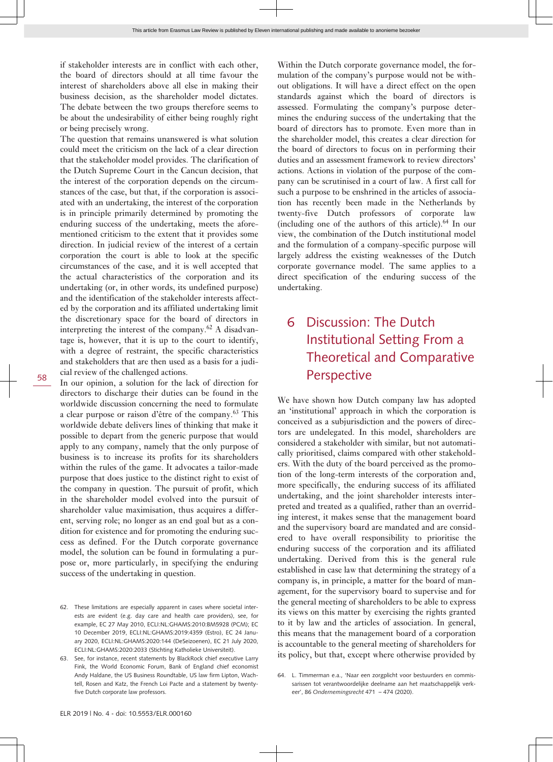if stakeholder interests are in conflict with each other, the board of directors should at all time favour the interest of shareholders above all else in making their business decision, as the shareholder model dictates. The debate between the two groups therefore seems to be about the undesirability of either being roughly right or being precisely wrong.

The question that remains unanswered is what solution could meet the criticism on the lack of a clear direction that the stakeholder model provides. The clarification of the Dutch Supreme Court in the Cancun decision, that the interest of the corporation depends on the circumstances of the case, but that, if the corporation is associated with an undertaking, the interest of the corporation is in principle primarily determined by promoting the enduring success of the undertaking, meets the aforementioned criticism to the extent that it provides some direction. In judicial review of the interest of a certain corporation the court is able to look at the specific circumstances of the case, and it is well accepted that the actual characteristics of the corporation and its undertaking (or, in other words, its undefined purpose) and the identification of the stakeholder interests affected by the corporation and its affiliated undertaking limit the discretionary space for the board of directors in interpreting the interest of the company.[62] A disadvantage is, however, that it is up to the court to identify, with a degree of restraint, the specific characteristics and stakeholders that are then used as a basis for a judicial review of the challenged actions.

In our opinion, a solution for the lack of direction for directors to discharge their duties can be found in the worldwide discussion concerning the need to formulate a clear purpose or raison d'être of the company.[63] This worldwide debate delivers lines of thinking that make it possible to depart from the generic purpose that would apply to any company, namely that the only purpose of business is to increase its profits for its shareholders within the rules of the game. It advocates a tailor-made purpose that does justice to the distinct right to exist of the company in question. The pursuit of profit, which in the shareholder model evolved into the pursuit of shareholder value maximisation, thus acquires a different, serving role; no longer as an end goal but as a condition for existence and for promoting the enduring success as defined. For the Dutch corporate governance model, the solution can be found in formulating a purpose or, more particularly, in specifying the enduring success of the undertaking in question.

Within the Dutch corporate governance model, the formulation of the company's purpose would not be without obligations. It will have a direct effect on the open standards against which the board of directors is assessed. Formulating the company's purpose determines the enduring success of the undertaking that the board of directors has to promote. Even more than in the shareholder model, this creates a clear direction for the board of directors to focus on in performing their duties and an assessment framework to review directors' actions. Actions in violation of the purpose of the company can be scrutinised in a court of law. A first call for such a purpose to be enshrined in the articles of association has recently been made in the Netherlands by twenty-five Dutch professors of corporate law (including one of the authors of this article).[64] In our view, the combination of the Dutch institutional model and the formulation of a company-specific purpose will largely address the existing weaknesses of the Dutch corporate governance model. The same applies to a direct specification of the enduring success of the undertaking.

## 6 Discussion: The Dutch Institutional Setting From a Theoretical and Comparative Perspective

We have shown how Dutch company law has adopted an 'institutional' approach in which the corporation is conceived as a subjurisdiction and the powers of directors are undelegated. In this model, shareholders are considered a stakeholder with similar, but not automatically prioritised, claims compared with other stakeholders. With the duty of the board perceived as the promotion of the long-term interests of the corporation and, more specifically, the enduring success of its affiliated undertaking, and the joint shareholder interests interpreted and treated as a qualified, rather than an overriding interest, it makes sense that the management board and the supervisory board are mandated and are considered to have overall responsibility to prioritise the enduring success of the corporation and its affiliated undertaking. Derived from this is the general rule established in case law that determining the strategy of a company is, in principle, a matter for the board of management, for the supervisory board to supervise and for the general meeting of shareholders to be able to express its views on this matter by exercising the rights granted to it by law and the articles of association. In general, this means that the management board of a corporation is accountable to the general meeting of shareholders for its policy, but that, except where otherwise provided by

62. These limitations are especially apparent in cases where societal interests are evident (e.g. day care and health care providers), see, for example, EC 27 May 2010, ECLI:NL:GHAMS:2010:BM5928 (PCM); EC 10 December 2019, ECLI:NL:GHAMS:2019:4359 (Estro), EC 24 January 2020, ECLI:NL:GHAMS:2020:144 (DeSeizoenen), EC 21 July 2020, ECLI:NL:GHAMS:2020:2033 (Stichting Katholieke Universiteit).

63. See, for instance, recent statements by BlackRock chief executive Larry Fink, the World Economic Forum, Bank of England chief economist Andy Haldane, the US Business Roundtable, US law firm Lipton, Wachtell, Rosen and Katz, the French Loi Pacte and a statement by twenty-five Dutch corporate law professors.

64. L. Timmerman e.a., 'Naar een zorgplicht voor bestuurders en commissarissen tot verantwoordelijke deelname aan het maatschappelijk verkeer', 86 *Ondernemingsrecht* 471 – 474 (2020).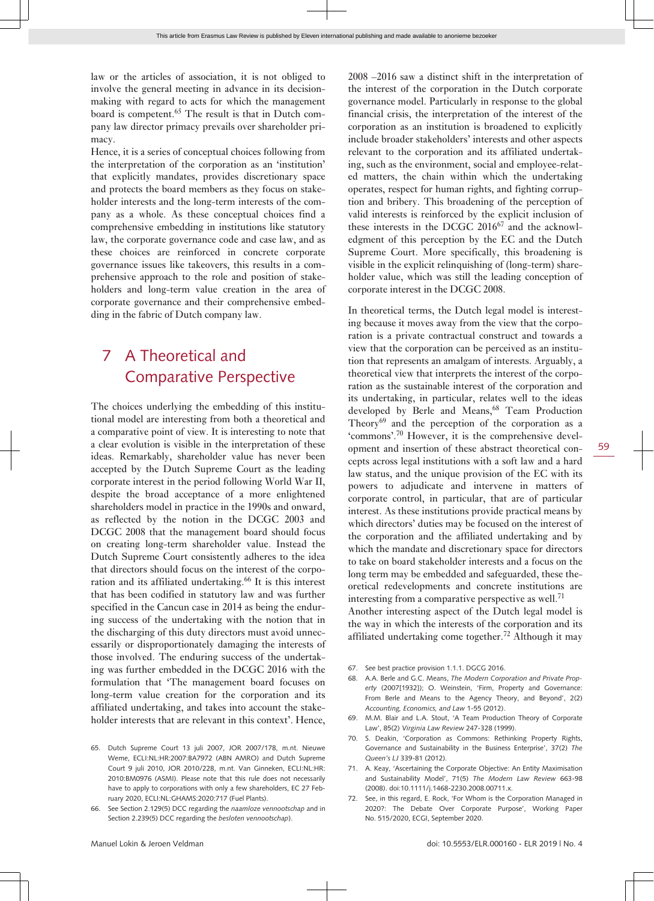law or the articles of association, it is not obliged to involve the general meeting in advance in its decision-making with regard to acts for which the management board is competent.[65] The result is that in Dutch company law director primacy prevails over shareholder primacy.

Hence, it is a series of conceptual choices following from the interpretation of the corporation as an 'institution' that explicitly mandates, provides discretionary space and protects the board members as they focus on stakeholder interests and the long-term interests of the company as a whole. As these conceptual choices find a comprehensive embedding in institutions like statutory law, the corporate governance code and case law, and as these choices are reinforced in concrete corporate governance issues like takeovers, this results in a comprehensive approach to the role and position of stakeholders and long-term value creation in the area of corporate governance and their comprehensive embedding in the fabric of Dutch company law.

## 7 A Theoretical and Comparative Perspective

The choices underlying the embedding of this institutional model are interesting from both a theoretical and a comparative point of view. It is interesting to note that a clear evolution is visible in the interpretation of these ideas. Remarkably, shareholder value has never been accepted by the Dutch Supreme Court as the leading corporate interest in the period following World War II, despite the broad acceptance of a more enlightened shareholders model in practice in the 1990s and onward, as reflected by the notion in the DCGC 2003 and DCGC 2008 that the management board should focus on creating long-term shareholder value. Instead the Dutch Supreme Court consistently adheres to the idea that directors should focus on the interest of the corporation and its affiliated undertaking.[66] It is this interest that has been codified in statutory law and was further specified in the Cancun case in 2014 as being the enduring success of the undertaking with the notion that in the discharging of this duty directors must avoid unnecessarily or disproportionately damaging the interests of those involved. The enduring success of the undertaking was further embedded in the DCGC 2016 with the formulation that 'The management board focuses on long-term value creation for the corporation and its affiliated undertaking, and takes into account the stakeholder interests that are relevant in this context'. Hence, 2008 –2016 saw a distinct shift in the interpretation of the interest of the corporation in the Dutch corporate governance model. Particularly in response to the global financial crisis, the interpretation of the interest of the corporation as an institution is broadened to explicitly include broader stakeholders' interests and other aspects relevant to the corporation and its affiliated undertaking, such as the environment, social and employee-related matters, the chain within which the undertaking operates, respect for human rights, and fighting corruption and bribery. This broadening of the perception of valid interests is reinforced by the explicit inclusion of these interests in the DCGC 2016[67] and the acknowledgment of this perception by the EC and the Dutch Supreme Court. More specifically, this broadening is visible in the explicit relinquishing of (long-term) shareholder value, which was still the leading conception of corporate interest in the DCGC 2008.

In theoretical terms, the Dutch legal model is interesting because it moves away from the view that the corporation is a private contractual construct and towards a view that the corporation can be perceived as an institution that represents an amalgam of interests. Arguably, a theoretical view that interprets the interest of the corporation as the sustainable interest of the corporation and its undertaking, in particular, relates well to the ideas developed by Berle and Means,[68] Team Production Theory[69] and the perception of the corporation as a 'commons'.[70] However, it is the comprehensive development and insertion of these abstract theoretical concepts across legal institutions with a soft law and a hard law status, and the unique provision of the EC with its powers to adjudicate and intervene in matters of corporate control, in particular, that are of particular interest. As these institutions provide practical means by which directors' duties may be focused on the interest of the corporation and the affiliated undertaking and by which the mandate and discretionary space for directors to take on board stakeholder interests and a focus on the long term may be embedded and safeguarded, these theoretical redevelopments and concrete institutions are interesting from a comparative perspective as well.[71]

Another interesting aspect of the Dutch legal model is the way in which the interests of the corporation and its affiliated undertaking come together.[72] Although it may

65. Dutch Supreme Court 13 juli 2007, JOR 2007/178, m.nt. Nieuwe Weme, ECLI:NL:HR:2007:BA7972 (ABN AMRO) and Dutch Supreme Court 9 juli 2010, JOR 2010/228, m.nt. Van Ginneken, ECLI:NL:HR:2010:BM0976 (ASMI). Please note that this rule does not necessarily have to apply to corporations with only a few shareholders, EC 27 February 2020, ECLI:NL:GHAMS:2020:717 (Fuel Plants).
66. See Section 2.129(5) DCC regarding the *naamloze vennootschap* and in Section 2.239(5) DCC regarding the *besloten vennootschap*).
67. See best practice provision 1.1.1. DGCG 2016.
68. A.A. Berle and G.C. Means, *The Modern Corporation and Private Property* (2007[1932]); O. Weinstein, 'Firm, Property and Governance: From Berle and Means to the Agency Theory, and Beyond', 2(2) *Accounting, Economics, and Law* 1-55 (2012).
69. M.M. Blair and L.A. Stout, 'A Team Production Theory of Corporate Law', 85(2) *Virginia Law Review* 247-328 (1999).
70. S. Deakin, 'Corporation as Commons: Rethinking Property Rights, Governance and Sustainability in the Business Enterprise', 37(2) *The Queen's LJ* 339-81 (2012).
71. A. Keay, 'Ascertaining the Corporate Objective: An Entity Maximisation and Sustainability Model', 71(5) *The Modern Law Review* 663-98 (2008). doi:10.1111/j.1468-2230.2008.00711.x.
72. See, in this regard, E. Rock, 'For Whom is the Corporation Managed in 2020?: The Debate Over Corporate Purpose', Working Paper No. 515/2020, ECGI, September 2020.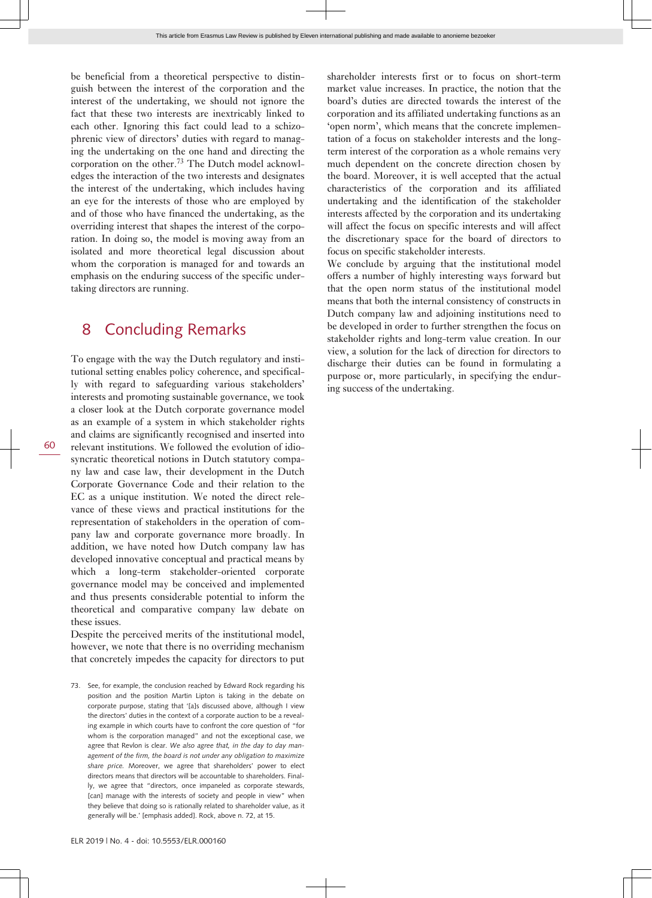be beneficial from a theoretical perspective to distinguish between the interest of the corporation and the interest of the undertaking, we should not ignore the fact that these two interests are inextricably linked to each other. Ignoring this fact could lead to a schizophrenic view of directors' duties with regard to managing the undertaking on the one hand and directing the corporation on the other.[73] The Dutch model acknowledges the interaction of the two interests and designates the interest of the undertaking, which includes having an eye for the interests of those who are employed by and of those who have financed the undertaking, as the overriding interest that shapes the interest of the corporation. In doing so, the model is moving away from an isolated and more theoretical legal discussion about whom the corporation is managed for and towards an emphasis on the enduring success of the specific undertaking directors are running.

## 8 Concluding Remarks

To engage with the way the Dutch regulatory and institutional setting enables policy coherence, and specifically with regard to safeguarding various stakeholders' interests and promoting sustainable governance, we took a closer look at the Dutch corporate governance model as an example of a system in which stakeholder rights and claims are significantly recognised and inserted into relevant institutions. We followed the evolution of idiosyncratic theoretical notions in Dutch statutory company law and case law, their development in the Dutch Corporate Governance Code and their relation to the EC as a unique institution. We noted the direct relevance of these views and practical institutions for the representation of stakeholders in the operation of company law and corporate governance more broadly. In addition, we have noted how Dutch company law has developed innovative conceptual and practical means by which a long-term stakeholder-oriented corporate governance model may be conceived and implemented and thus presents considerable potential to inform the theoretical and comparative company law debate on these issues.

Despite the perceived merits of the institutional model, however, we note that there is no overriding mechanism that concretely impedes the capacity for directors to put shareholder interests first or to focus on short-term market value increases. In practice, the notion that the board's duties are directed towards the interest of the corporation and its affiliated undertaking functions as an 'open norm', which means that the concrete implementation of a focus on stakeholder interests and the long-term interest of the corporation as a whole remains very much dependent on the concrete direction chosen by the board. Moreover, it is well accepted that the actual characteristics of the corporation and its affiliated undertaking and the identification of the stakeholder interests affected by the corporation and its undertaking will affect the focus on specific interests and will affect the discretionary space for the board of directors to focus on specific stakeholder interests.

We conclude by arguing that the institutional model offers a number of highly interesting ways forward but that the open norm status of the institutional model means that both the internal consistency of constructs in Dutch company law and adjoining institutions need to be developed in order to further strengthen the focus on stakeholder rights and long-term value creation. In our view, a solution for the lack of direction for directors to discharge their duties can be found in formulating a purpose or, more particularly, in specifying the enduring success of the undertaking.

73. See, for example, the conclusion reached by Edward Rock regarding his position and the position Martin Lipton is taking in the debate on corporate purpose, stating that '[a]s discussed above, although I view the directors' duties in the context of a corporate auction to be a revealing example in which courts have to confront the core question of "for whom is the corporation managed" and not the exceptional case, we agree that Revlon is clear. *We also agree that, in the day to day management of the firm, the board is not under any obligation to maximize share price.* Moreover, we agree that shareholders' power to elect directors means that directors will be accountable to shareholders. Finally, we agree that "directors, once impaneled as corporate stewards, [can] manage with the interests of society and people in view" when they believe that doing so is rationally related to shareholder value, as it generally will be.' [emphasis added]. Rock, above n. 72, at 15.